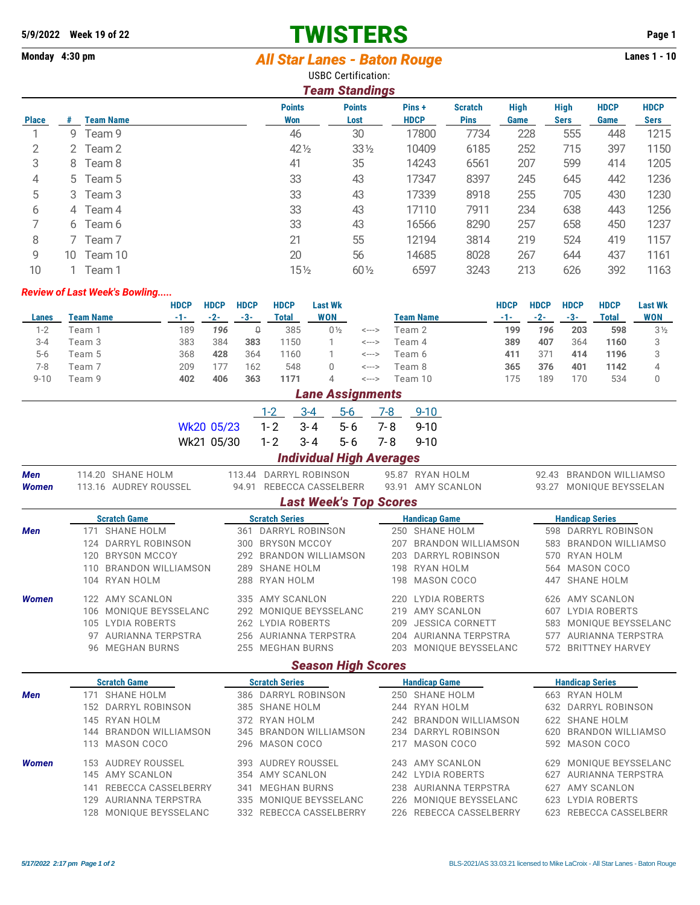5/9/2022 Week 19 of 22

Monday 4:30 pm

# TWISTERS

## All Star Lanes - Baton Rouge

Lanes 1 - 10

USBC Certification:

### Team Standings

| Place | # | Team Name | Points Won | Points Lost | Pins + HDCP | Scratch Pins | High Game | High Sers | HDCP Game | HDCP Sers |
|---|---|---|---|---|---|---|---|---|---|---|
| 1 | 9 | Team 9 | 46 | 30 | 17800 | 7734 | 228 | 555 | 448 | 1215 |
| 2 | 2 | Team 2 | 42½ | 33½ | 10409 | 6185 | 252 | 715 | 397 | 1150 |
| 3 | 8 | Team 8 | 41 | 35 | 14243 | 6561 | 207 | 599 | 414 | 1205 |
| 4 | 5 | Team 5 | 33 | 43 | 17347 | 8397 | 245 | 645 | 442 | 1236 |
| 5 | 3 | Team 3 | 33 | 43 | 17339 | 8918 | 255 | 705 | 430 | 1230 |
| 6 | 4 | Team 4 | 33 | 43 | 17110 | 7911 | 234 | 638 | 443 | 1256 |
| 7 | 6 | Team 6 | 33 | 43 | 16566 | 8290 | 257 | 658 | 450 | 1237 |
| 8 | 7 | Team 7 | 21 | 55 | 12194 | 3814 | 219 | 524 | 419 | 1157 |
| 9 | 10 | Team 10 | 20 | 56 | 14685 | 8028 | 267 | 644 | 437 | 1161 |
| 10 | 1 | Team 1 | 15½ | 60½ | 6597 | 3243 | 213 | 626 | 392 | 1163 |

*Review of Last Week's Bowling.....*

| Lanes | Team Name | HDCP -1- | HDCP -2- | HDCP -3- | HDCP Total | Last Wk WON | | Team Name | HDCP -1- | HDCP -2- | HDCP -3- | HDCP Total | Last Wk WON |
|---|---|---|---|---|---|---|---|---|---|---|---|---|---|
| 1-2 | Team 1 | 189 | ***196*** | 0 | 385 | 0½ | <---> | Team 2 | **199** | ***196*** | **203** | **598** | 3½ |
| 3-4 | Team 3 | 383 | 384 | **383** | 1150 | 1 | <---> | Team 4 | **389** | **407** | 364 | **1160** | 3 |
| 5-6 | Team 5 | 368 | **428** | 364 | 1160 | 1 | <---> | Team 6 | **411** | 371 | **414** | **1196** | 3 |
| 7-8 | Team 7 | 209 | 177 | 162 | 548 | 0 | <---> | Team 8 | **365** | **376** | **401** | **1142** | 4 |
| 9-10 | Team 9 | **402** | **406** | **363** | **1171** | 4 | <---> | Team 10 | 175 | 189 | 170 | 534 | 0 |

### Lane Assignments

| | 1-2 | 3-4 | 5-6 | 7-8 | 9-10 |
|---|---|---|---|---|---|
| Wk20 05/23 | 1- 2 | 3- 4 | 5- 6 | 7- 8 | 9-10 |
| Wk21 05/30 | 1- 2 | 3- 4 | 5- 6 | 7- 8 | 9-10 |

### Individual High Averages

| | | | | |
|---|---|---|---|---|
| **Men** | 114.20 SHANE HOLM | 113.44 DARRYL ROBINSON | 95.87 RYAN HOLM | 92.43 BRANDON WILLIAMSO |
| **Women** | 113.16 AUDREY ROUSSEL | 94.91 REBECCA CASSELBERR | 93.91 AMY SCANLON | 93.27 MONIQUE BEYSSELAN |

### Last Week's Top Scores

| | Scratch Game | Scratch Series | Handicap Game | Handicap Series |
|---|---|---|---|---|
| **Men** | 171 SHANE HOLM | 361 DARRYL ROBINSON | 250 SHANE HOLM | 598 DARRYL ROBINSON |
| | 124 DARRYL ROBINSON | 300 BRYSON MCCOY | 207 BRANDON WILLIAMSON | 583 BRANDON WILLIAMSO |
| | 120 BRYSON MCCOY | 292 BRANDON WILLIAMSON | 203 DARRYL ROBINSON | 570 RYAN HOLM |
| | 110 BRANDON WILLIAMSON | 289 SHANE HOLM | 198 RYAN HOLM | 564 MASON COCO |
| | 104 RYAN HOLM | 288 RYAN HOLM | 198 MASON COCO | 447 SHANE HOLM |
| **Women** | 122 AMY SCANLON | 335 AMY SCANLON | 220 LYDIA ROBERTS | 626 AMY SCANLON |
| | 106 MONIQUE BEYSSELANC | 292 MONIQUE BEYSSELANC | 219 AMY SCANLON | 607 LYDIA ROBERTS |
| | 105 LYDIA ROBERTS | 262 LYDIA ROBERTS | 209 JESSICA CORNETT | 583 MONIQUE BEYSSELANC |
| | 97 AURIANNA TERPSTRA | 256 AURIANNA TERPSTRA | 204 AURIANNA TERPSTRA | 577 AURIANNA TERPSTRA |
| | 96 MEGHAN BURNS | 255 MEGHAN BURNS | 203 MONIQUE BEYSSELANC | 572 BRITTNEY HARVEY |

### Season High Scores

| | Scratch Game | Scratch Series | Handicap Game | Handicap Series |
|---|---|---|---|---|
| **Men** | 171 SHANE HOLM | 386 DARRYL ROBINSON | 250 SHANE HOLM | 663 RYAN HOLM |
| | 152 DARRYL ROBINSON | 385 SHANE HOLM | 244 RYAN HOLM | 632 DARRYL ROBINSON |
| | 145 RYAN HOLM | 372 RYAN HOLM | 242 BRANDON WILLIAMSON | 622 SHANE HOLM |
| | 144 BRANDON WILLIAMSON | 345 BRANDON WILLIAMSON | 234 DARRYL ROBINSON | 620 BRANDON WILLIAMSO |
| | 113 MASON COCO | 296 MASON COCO | 217 MASON COCO | 592 MASON COCO |
| **Women** | 153 AUDREY ROUSSEL | 393 AUDREY ROUSSEL | 243 AMY SCANLON | 629 MONIQUE BEYSSELANC |
| | 145 AMY SCANLON | 354 AMY SCANLON | 242 LYDIA ROBERTS | 627 AURIANNA TERPSTRA |
| | 141 REBECCA CASSELBERRY | 341 MEGHAN BURNS | 238 AURIANNA TERPSTRA | 627 AMY SCANLON |
| | 129 AURIANNA TERPSTRA | 335 MONIQUE BEYSSELANC | 226 MONIQUE BEYSSELANC | 623 LYDIA ROBERTS |
| | 128 MONIQUE BEYSSELANC | 332 REBECCA CASSELBERRY | 226 REBECCA CASSELBERRY | 623 REBECCA CASSELBERR |

BLS-2021/AS 33.03.21 licensed to Mike LaCroix - All Star Lanes - Baton Rouge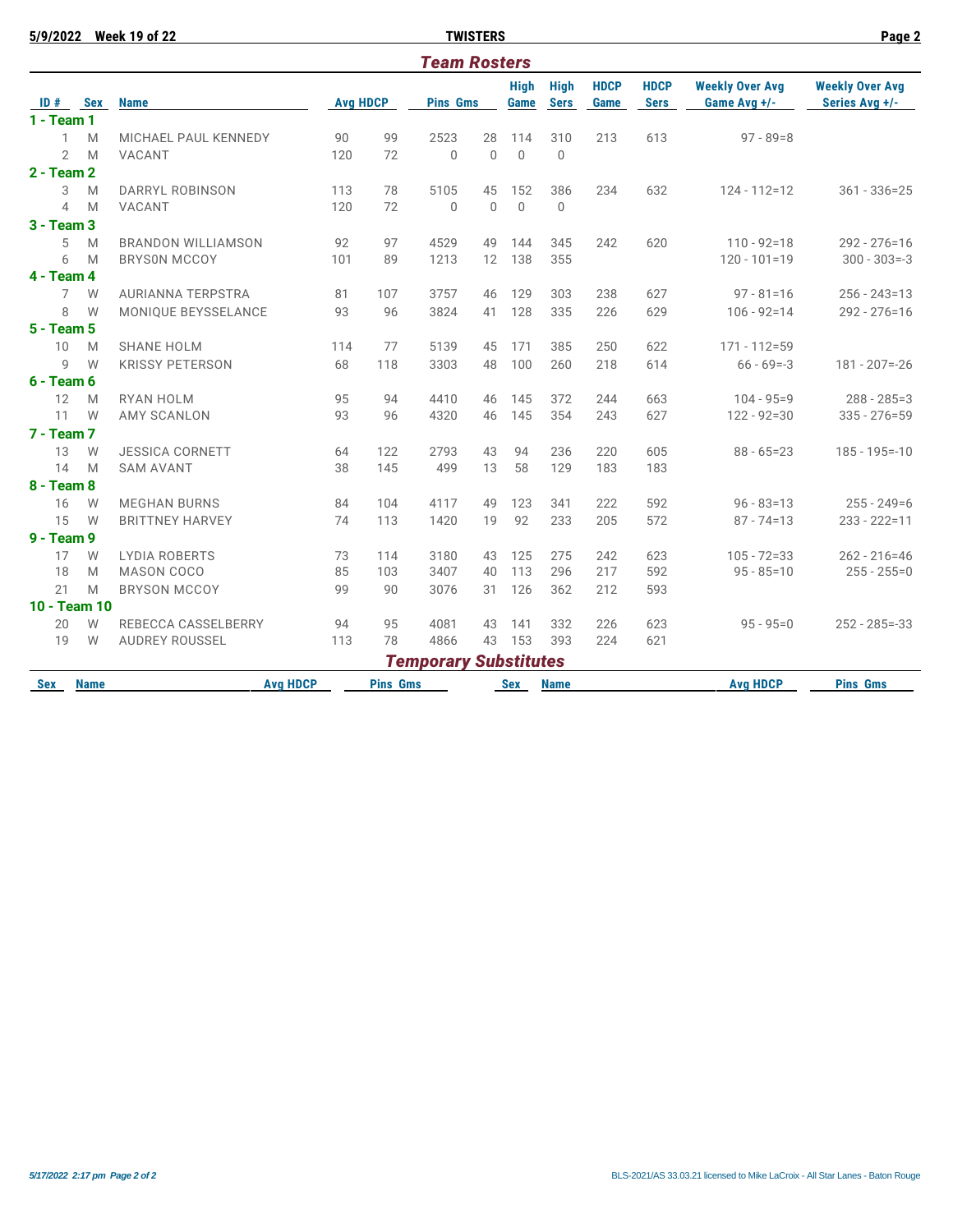## Team Rosters

| ID # | Sex | Name | Avg | HDCP | Pins | Gms | High Game | High Sers | HDCP Game | HDCP Sers | Weekly Over Avg Game Avg +/- | Weekly Over Avg Series Avg +/- |
|---|---|---|---|---|---|---|---|---|---|---|---|---|
| **1 - Team 1** | | | | | | | | | | | | |
| 1 | M | MICHAEL PAUL KENNEDY | 90 | 99 | 2523 | 28 | 114 | 310 | 213 | 613 | 97 - 89=8 | |
| 2 | M | VACANT | 120 | 72 | 0 | 0 | 0 | 0 | | | | |
| **2 - Team 2** | | | | | | | | | | | | |
| 3 | M | DARRYL ROBINSON | 113 | 78 | 5105 | 45 | 152 | 386 | 234 | 632 | 124 - 112=12 | 361 - 336=25 |
| 4 | M | VACANT | 120 | 72 | 0 | 0 | 0 | 0 | | | | |
| **3 - Team 3** | | | | | | | | | | | | |
| 5 | M | BRANDON WILLIAMSON | 92 | 97 | 4529 | 49 | 144 | 345 | 242 | 620 | 110 - 92=18 | 292 - 276=16 |
| 6 | M | BRYSON MCCOY | 101 | 89 | 1213 | 12 | 138 | 355 | | | 120 - 101=19 | 300 - 303=-3 |
| **4 - Team 4** | | | | | | | | | | | | |
| 7 | W | AURIANNA TERPSTRA | 81 | 107 | 3757 | 46 | 129 | 303 | 238 | 627 | 97 - 81=16 | 256 - 243=13 |
| 8 | W | MONIQUE BEYSSELANCE | 93 | 96 | 3824 | 41 | 128 | 335 | 226 | 629 | 106 - 92=14 | 292 - 276=16 |
| **5 - Team 5** | | | | | | | | | | | | |
| 10 | M | SHANE HOLM | 114 | 77 | 5139 | 45 | 171 | 385 | 250 | 622 | 171 - 112=59 | |
| 9 | W | KRISSY PETERSON | 68 | 118 | 3303 | 48 | 100 | 260 | 218 | 614 | 66 - 69=-3 | 181 - 207=-26 |
| **6 - Team 6** | | | | | | | | | | | | |
| 12 | M | RYAN HOLM | 95 | 94 | 4410 | 46 | 145 | 372 | 244 | 663 | 104 - 95=9 | 288 - 285=3 |
| 11 | W | AMY SCANLON | 93 | 96 | 4320 | 46 | 145 | 354 | 243 | 627 | 122 - 92=30 | 335 - 276=59 |
| **7 - Team 7** | | | | | | | | | | | | |
| 13 | W | JESSICA CORNETT | 64 | 122 | 2793 | 43 | 94 | 236 | 220 | 605 | 88 - 65=23 | 185 - 195=-10 |
| 14 | M | SAM AVANT | 38 | 145 | 499 | 13 | 58 | 129 | 183 | 183 | | |
| **8 - Team 8** | | | | | | | | | | | | |
| 16 | W | MEGHAN BURNS | 84 | 104 | 4117 | 49 | 123 | 341 | 222 | 592 | 96 - 83=13 | 255 - 249=6 |
| 15 | W | BRITTNEY HARVEY | 74 | 113 | 1420 | 19 | 92 | 233 | 205 | 572 | 87 - 74=13 | 233 - 222=11 |
| **9 - Team 9** | | | | | | | | | | | | |
| 17 | W | LYDIA ROBERTS | 73 | 114 | 3180 | 43 | 125 | 275 | 242 | 623 | 105 - 72=33 | 262 - 216=46 |
| 18 | M | MASON COCO | 85 | 103 | 3407 | 40 | 113 | 296 | 217 | 592 | 95 - 85=10 | 255 - 255=0 |
| 21 | M | BRYSON MCCOY | 99 | 90 | 3076 | 31 | 126 | 362 | 212 | 593 | | |
| **10 - Team 10** | | | | | | | | | | | | |
| 20 | W | REBECCA CASSELBERRY | 94 | 95 | 4081 | 43 | 141 | 332 | 226 | 623 | 95 - 95=0 | 252 - 285=-33 |
| 19 | W | AUDREY ROUSSEL | 113 | 78 | 4866 | 43 | 153 | 393 | 224 | 621 | | |

## Temporary Substitutes

| Sex | Name | Avg | HDCP | Pins | Gms | Sex | Name | Avg | HDCP | Pins | Gms |
|---|---|---|---|---|---|---|---|---|---|---|---|